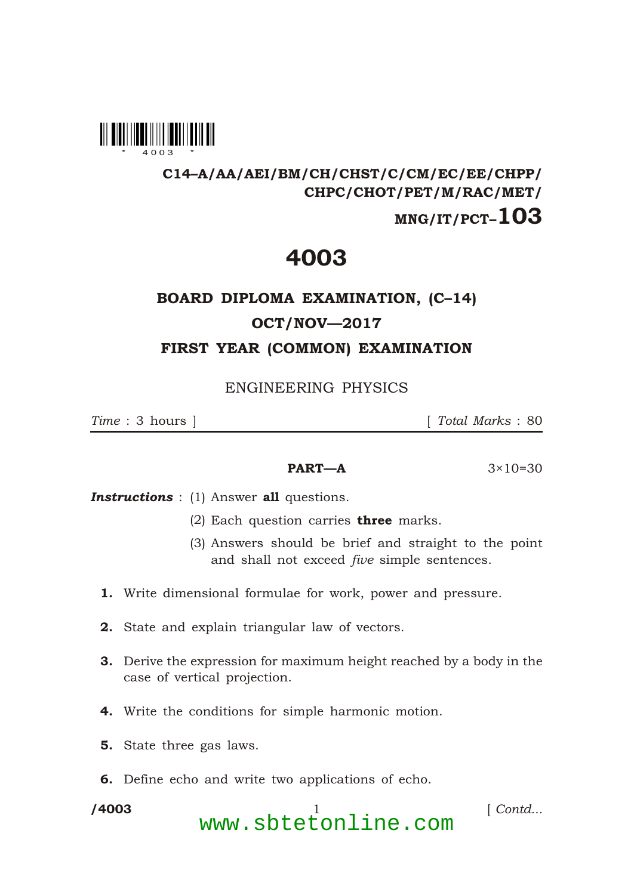**C14–A/AA/AEI/BM/CH/CHST/C/CM/EC/EE/CHPP/CHPC/CHOT/PET/M/RAC/MET/MNG/IT/PCT–103**

# 4003

## BOARD DIPLOMA EXAMINATION, (C–14)

## OCT/NOV—2017

## FIRST YEAR (COMMON) EXAMINATION

ENGINEERING PHYSICS

*Time* : 3 hours ] [ *Total Marks* : 80

---

**PART—A** 3×10=30

***Instructions*** : (1) Answer **all** questions.

(2) Each question carries **three** marks.

(3) Answers should be brief and straight to the point and shall not exceed *five* simple sentences.

**1.** Write dimensional formulae for work, power and pressure.

**2.** State and explain triangular law of vectors.

**3.** Derive the expression for maximum height reached by a body in the case of vertical projection.

**4.** Write the conditions for simple harmonic motion.

**5.** State three gas laws.

**6.** Define echo and write two applications of echo.

/4003 [ *Contd...*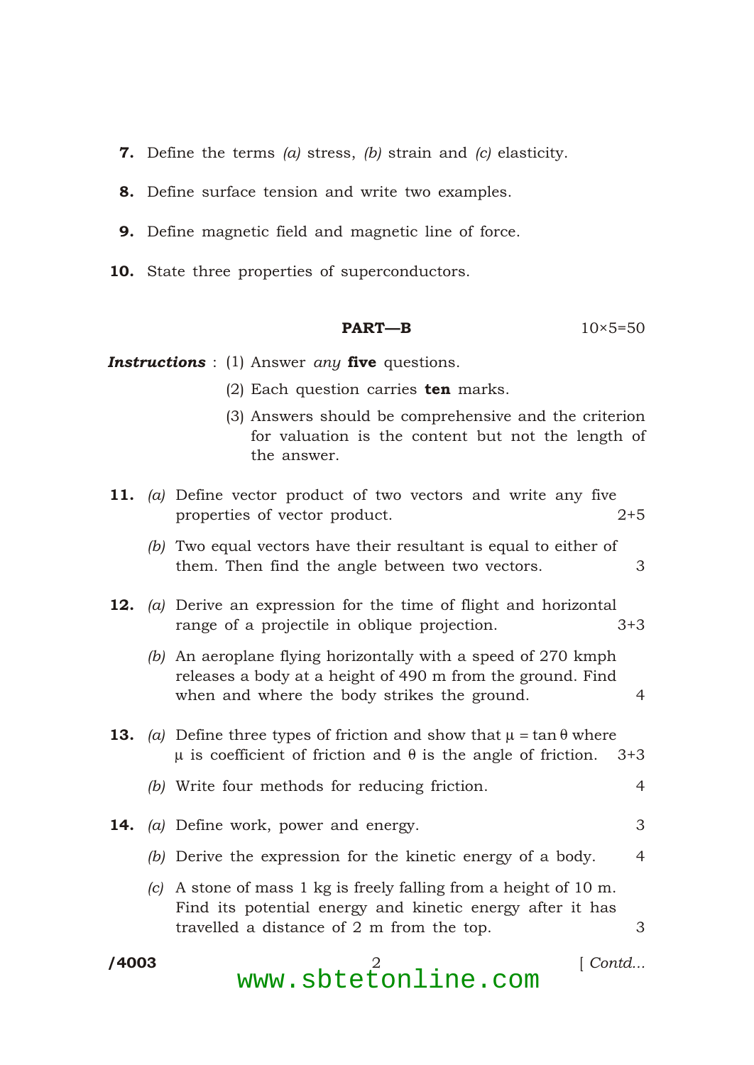**7.** Define the terms *(a)* stress, *(b)* strain and *(c)* elasticity.

**8.** Define surface tension and write two examples.

**9.** Define magnetic field and magnetic line of force.

**10.** State three properties of superconductors.

## PART—B

10×5=50

***Instructions*** : (1) Answer *any* **five** questions.

(2) Each question carries **ten** marks.

(3) Answers should be comprehensive and the criterion for valuation is the content but not the length of the answer.

**11.** *(a)* Define vector product of two vectors and write any five properties of vector product. 2+5

*(b)* Two equal vectors have their resultant is equal to either of them. Then find the angle between two vectors. 3

**12.** *(a)* Derive an expression for the time of flight and horizontal range of a projectile in oblique projection. 3+3

*(b)* An aeroplane flying horizontally with a speed of 270 kmph releases a body at a height of 490 m from the ground. Find when and where the body strikes the ground. 4

**13.** *(a)* Define three types of friction and show that $\mu = \tan\theta$ where $\mu$ is coefficient of friction and $\theta$ is the angle of friction. 3+3

*(b)* Write four methods for reducing friction. 4

**14.** *(a)* Define work, power and energy. 3

*(b)* Derive the expression for the kinetic energy of a body. 4

*(c)* A stone of mass 1 kg is freely falling from a height of 10 m. Find its potential energy and kinetic energy after it has travelled a distance of 2 m from the top. 3

/4003 [ *Contd...*

www.sbtetonline.com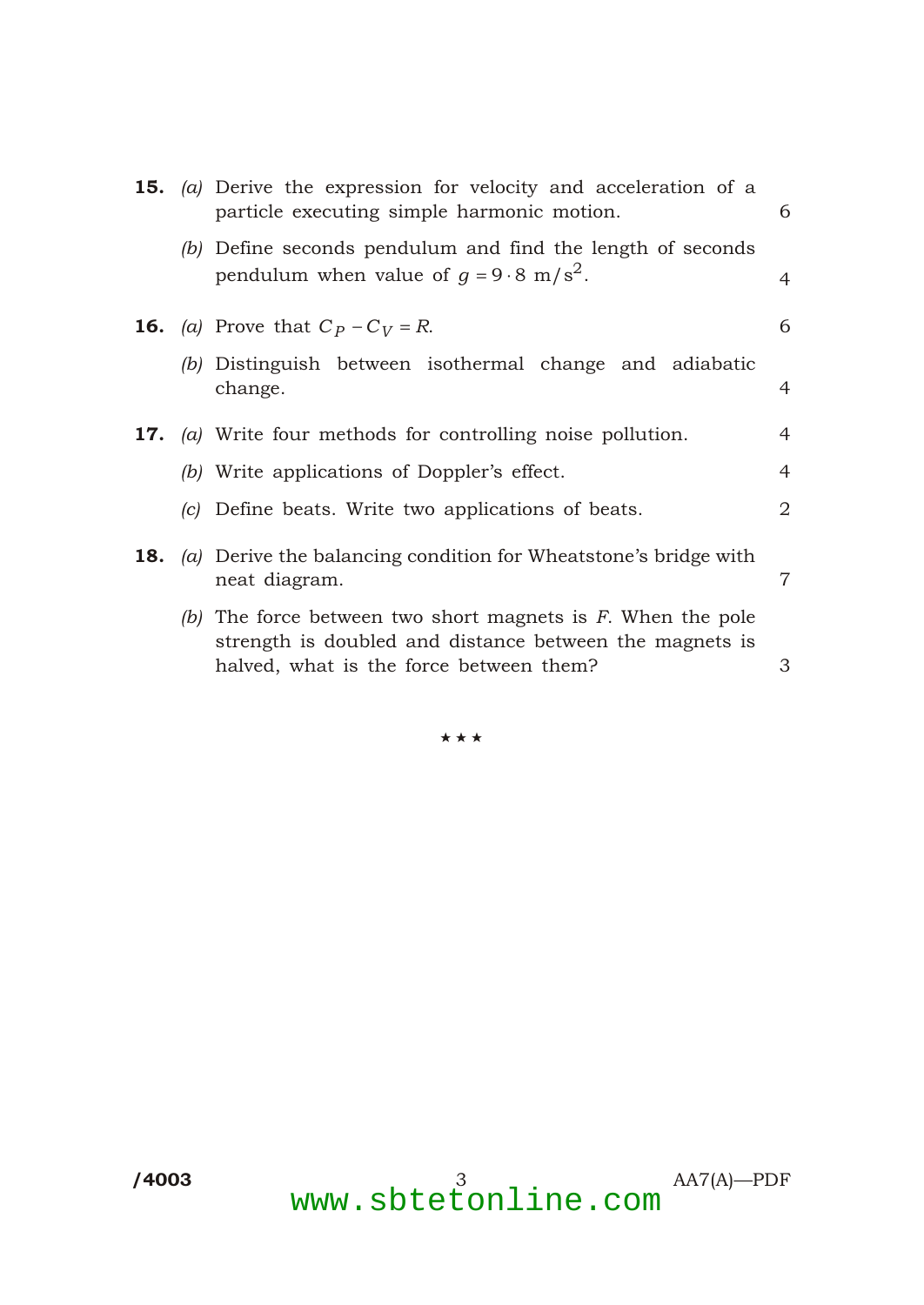**15.** *(a)* Derive the expression for velocity and acceleration of a particle executing simple harmonic motion. 6

*(b)* Define seconds pendulum and find the length of seconds pendulum when value of $g = 9 \cdot 8 \text{ m/s}^2$. 4

**16.** *(a)* Prove that $C_P - C_V = R$. 6

*(b)* Distinguish between isothermal change and adiabatic change. 4

**17.** *(a)* Write four methods for controlling noise pollution. 4

*(b)* Write applications of Doppler's effect. 4

*(c)* Define beats. Write two applications of beats. 2

**18.** *(a)* Derive the balancing condition for Wheatstone's bridge with neat diagram. 7

*(b)* The force between two short magnets is $F$. When the pole strength is doubled and distance between the magnets is halved, what is the force between them? 3

★ ★ ★